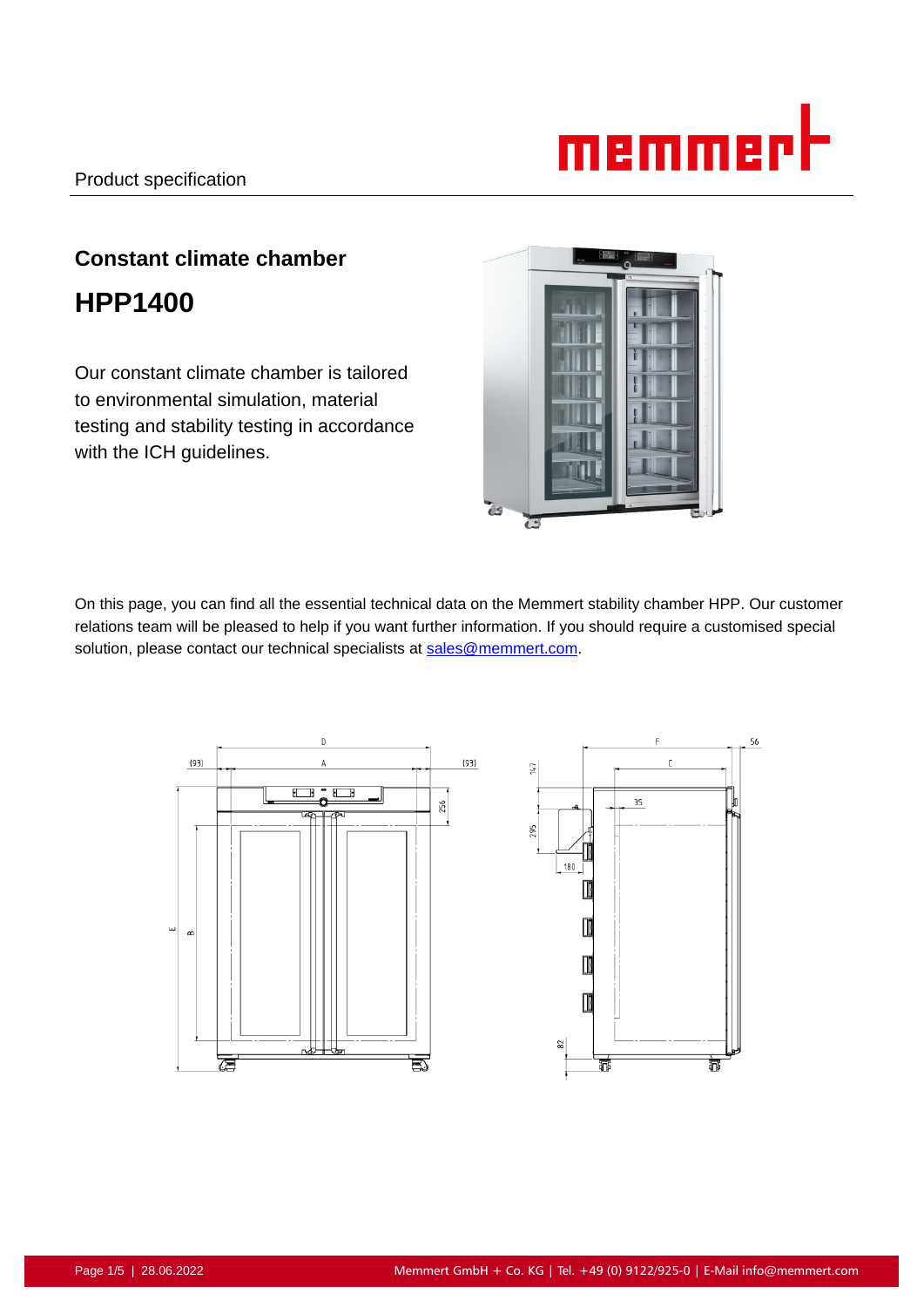Product specification

# Constant climate chamber

## HPP1400

Our constant climate chamber is tailored to environmental simulation, material testing and stability testing in accordance with the ICH guidelines.

On this page, you can find all the essential technical data on the Memmert stability chamber HPP. Our customer relations team will be pleased to help if you want further information. If you should require a customised special solution, please contact our technical specialists at sales@memmert.com.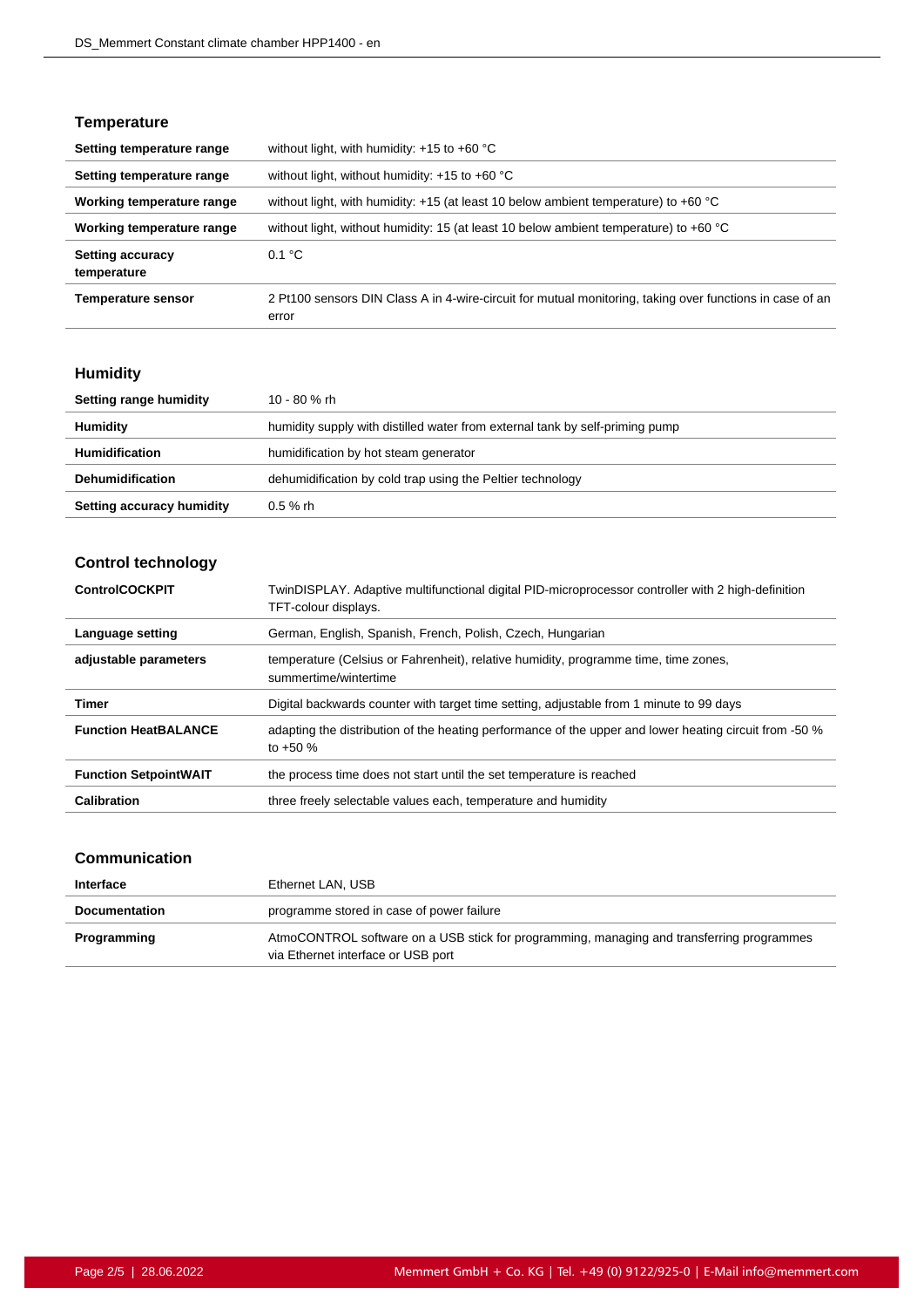## Temperature

| | |
|---|---|
| **Setting temperature range** | without light, with humidity: +15 to +60 °C |
| **Setting temperature range** | without light, without humidity: +15 to +60 °C |
| **Working temperature range** | without light, with humidity: +15 (at least 10 below ambient temperature) to +60 °C |
| **Working temperature range** | without light, without humidity: 15 (at least 10 below ambient temperature) to +60 °C |
| **Setting accuracy temperature** | 0.1 °C |
| **Temperature sensor** | 2 Pt100 sensors DIN Class A in 4-wire-circuit for mutual monitoring, taking over functions in case of an error |

## Humidity

| | |
|---|---|
| **Setting range humidity** | 10 - 80 % rh |
| **Humidity** | humidity supply with distilled water from external tank by self-priming pump |
| **Humidification** | humidification by hot steam generator |
| **Dehumidification** | dehumidification by cold trap using the Peltier technology |
| **Setting accuracy humidity** | 0.5 % rh |

## Control technology

| | |
|---|---|
| **ControlCOCKPIT** | TwinDISPLAY. Adaptive multifunctional digital PID-microprocessor controller with 2 high-definition TFT-colour displays. |
| **Language setting** | German, English, Spanish, French, Polish, Czech, Hungarian |
| **adjustable parameters** | temperature (Celsius or Fahrenheit), relative humidity, programme time, time zones, summertime/wintertime |
| **Timer** | Digital backwards counter with target time setting, adjustable from 1 minute to 99 days |
| **Function HeatBALANCE** | adapting the distribution of the heating performance of the upper and lower heating circuit from -50 % to +50 % |
| **Function SetpointWAIT** | the process time does not start until the set temperature is reached |
| **Calibration** | three freely selectable values each, temperature and humidity |

## Communication

| | |
|---|---|
| **Interface** | Ethernet LAN, USB |
| **Documentation** | programme stored in case of power failure |
| **Programming** | AtmoCONTROL software on a USB stick for programming, managing and transferring programmes via Ethernet interface or USB port |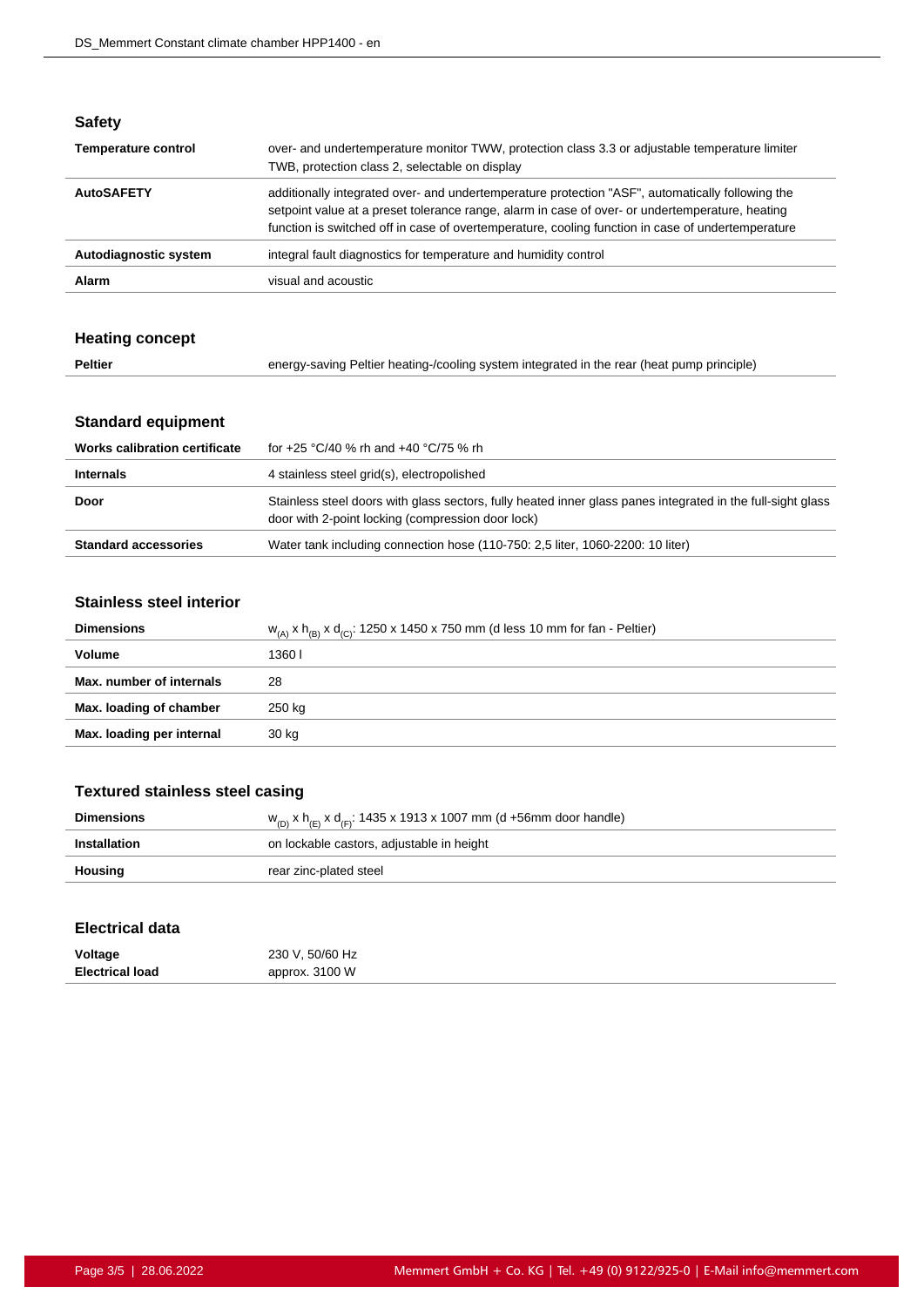## Safety

| | |
|---|---|
| **Temperature control** | over- and undertemperature monitor TWW, protection class 3.3 or adjustable temperature limiter TWB, protection class 2, selectable on display |
| **AutoSAFETY** | additionally integrated over- and undertemperature protection "ASF", automatically following the setpoint value at a preset tolerance range, alarm in case of over- or undertemperature, heating function is switched off in case of overtemperature, cooling function in case of undertemperature |
| **Autodiagnostic system** | integral fault diagnostics for temperature and humidity control |
| **Alarm** | visual and acoustic |

## Heating concept

| | |
|---|---|
| **Peltier** | energy-saving Peltier heating-/cooling system integrated in the rear (heat pump principle) |

## Standard equipment

| | |
|---|---|
| **Works calibration certificate** | for +25 °C/40 % rh and +40 °C/75 % rh |
| **Internals** | 4 stainless steel grid(s), electropolished |
| **Door** | Stainless steel doors with glass sectors, fully heated inner glass panes integrated in the full-sight glass door with 2-point locking (compression door lock) |
| **Standard accessories** | Water tank including connection hose (110-750: 2,5 liter, 1060-2200: 10 liter) |

## Stainless steel interior

| | |
|---|---|
| **Dimensions** | $w_{(A)}$ x $h_{(B)}$ x $d_{(C)}$: 1250 x 1450 x 750 mm (d less 10 mm for fan - Peltier) |
| **Volume** | 1360 l |
| **Max. number of internals** | 28 |
| **Max. loading of chamber** | 250 kg |
| **Max. loading per internal** | 30 kg |

## Textured stainless steel casing

| | |
|---|---|
| **Dimensions** | $w_{(D)}$ x $h_{(E)}$ x $d_{(F)}$: 1435 x 1913 x 1007 mm (d +56mm door handle) |
| **Installation** | on lockable castors, adjustable in height |
| **Housing** | rear zinc-plated steel |

## Electrical data

| | |
|---|---|
| **Voltage** | 230 V, 50/60 Hz |
| **Electrical load** | approx. 3100 W |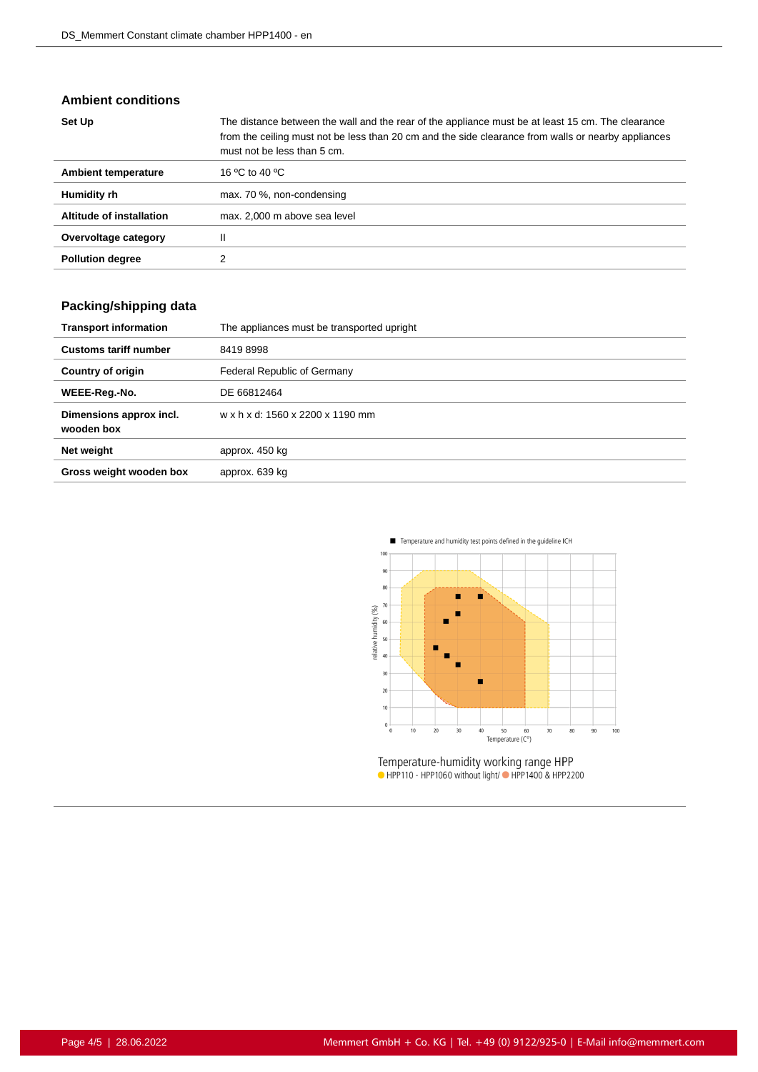## Ambient conditions

| | |
|---|---|
| **Set Up** | The distance between the wall and the rear of the appliance must be at least 15 cm. The clearance from the ceiling must not be less than 20 cm and the side clearance from walls or nearby appliances must not be less than 5 cm. |
| **Ambient temperature** | 16 ºC to 40 ºC |
| **Humidity rh** | max. 70 %, non-condensing |
| **Altitude of installation** | max. 2,000 m above sea level |
| **Overvoltage category** | II |
| **Pollution degree** | 2 |

## Packing/shipping data

| | |
|---|---|
| **Transport information** | The appliances must be transported upright |
| **Customs tariff number** | 8419 8998 |
| **Country of origin** | Federal Republic of Germany |
| **WEEE-Reg.-No.** | DE 66812464 |
| **Dimensions approx incl. wooden box** | w x h x d: 1560 x 2200 x 1190 mm |
| **Net weight** | approx. 450 kg |
| **Gross weight wooden box** | approx. 639 kg |

■ Temperature and humidity test points defined in the guideline ICH

Temperature-humidity working range HPP
● HPP110 - HPP1060 without light/ ● HPP1400 & HPP2200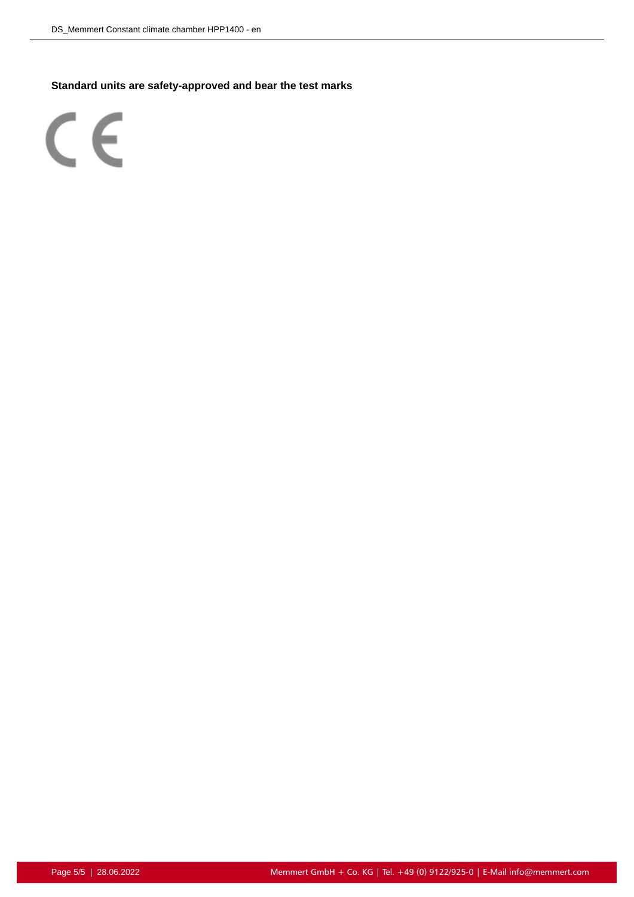**Standard units are safety-approved and bear the test marks**

CE